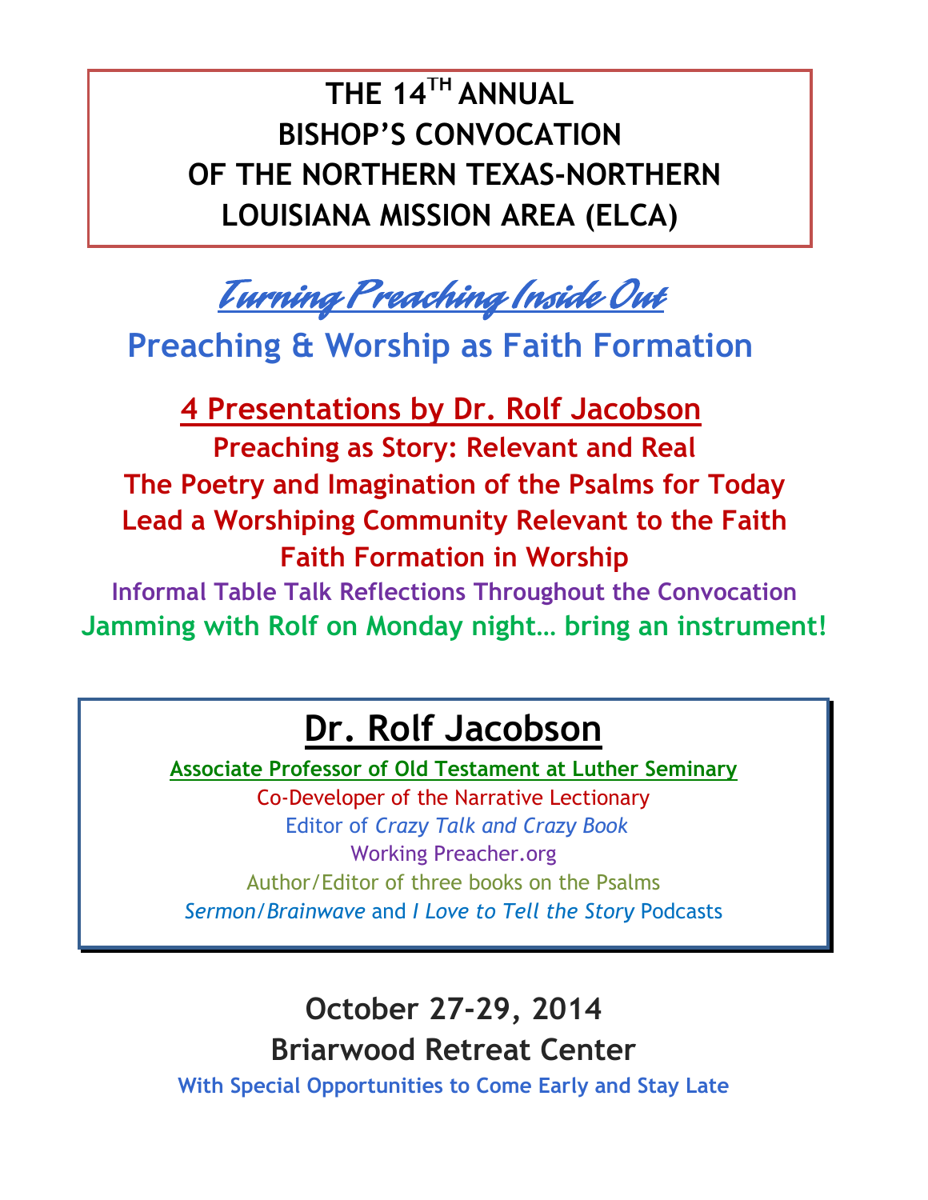# THE 14TH ANNUAL BISHOP'S CONVOCATION OF THE NORTHERN TEXAS-NORTHERN LOUISIANA MISSION AREA (ELCA)

## *Turning Preaching Inside Out*

## Preaching & Worship as Faith Formation

### 4 Presentations by Dr. Rolf Jacobson

**Preaching as Story: Relevant and Real**

**The Poetry and Imagination of the Psalms for Today**

**Lead a Worshiping Community Relevant to the Faith**

**Faith Formation in Worship**

**Informal Table Talk Reflections Throughout the Convocation**

**Jamming with Rolf on Monday night… bring an instrument!**

## Dr. Rolf Jacobson

Associate Professor of Old Testament at Luther Seminary

Co-Developer of the Narrative Lectionary

Editor of *Crazy Talk and Crazy Book*

Working Preacher.org

Author/Editor of three books on the Psalms

*Sermon/Brainwave* and *I Love to Tell the Story* Podcasts

**October 27-29, 2014**

**Briarwood Retreat Center**

**With Special Opportunities to Come Early and Stay Late**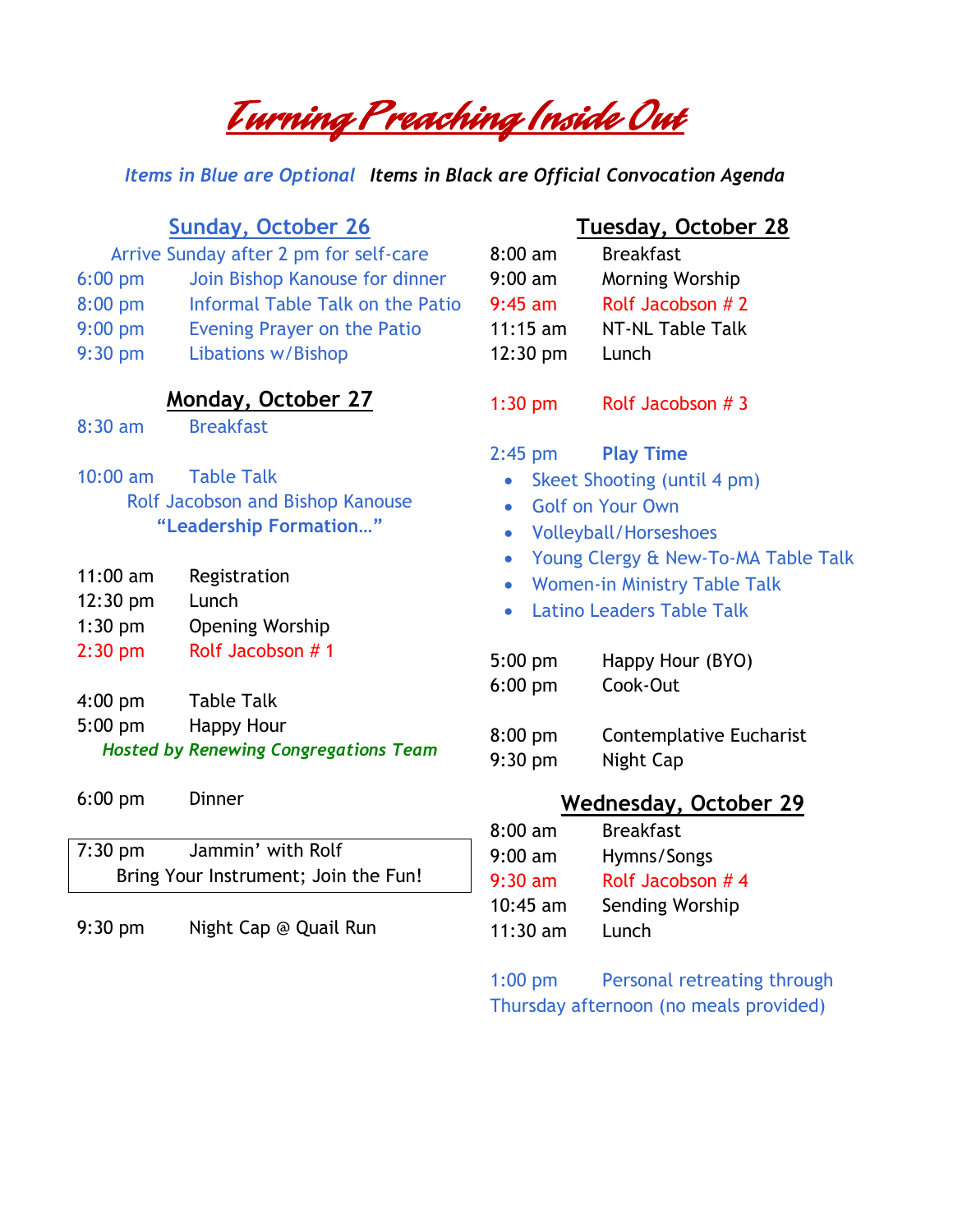# Turning Preaching Inside Out

*Items in Blue are Optional* ***Items in Black are Official Convocation Agenda***

## Sunday, October 26

Arrive Sunday after 2 pm for self-care

| | |
|---|---|
| 6:00 pm | Join Bishop Kanouse for dinner |
| 8:00 pm | Informal Table Talk on the Patio |
| 9:00 pm | Evening Prayer on the Patio |
| 9:30 pm | Libations w/Bishop |

## Monday, October 27

8:30 am Breakfast

10:00 am Table Talk
Rolf Jacobson and Bishop Kanouse
**"Leadership Formation…"**

| | |
|---|---|
| 11:00 am | Registration |
| 12:30 pm | Lunch |
| 1:30 pm | Opening Worship |
| 2:30 pm | Rolf Jacobson # 1 |

4:00 pm Table Talk
5:00 pm Happy Hour
***Hosted by Renewing Congregations Team***

6:00 pm Dinner

7:30 pm Jammin' with Rolf
Bring Your Instrument; Join the Fun!

9:30 pm Night Cap @ Quail Run

## Tuesday, October 28

| | |
|---|---|
| 8:00 am | Breakfast |
| 9:00 am | Morning Worship |
| 9:45 am | Rolf Jacobson # 2 |
| 11:15 am | NT-NL Table Talk |
| 12:30 pm | Lunch |

1:30 pm Rolf Jacobson # 3

2:45 pm **Play Time**

- Skeet Shooting (until 4 pm)
- Golf on Your Own
- Volleyball/Horseshoes
- Young Clergy & New-To-MA Table Talk
- Women-in Ministry Table Talk
- Latino Leaders Table Talk

5:00 pm Happy Hour (BYO)
6:00 pm Cook-Out

8:00 pm Contemplative Eucharist
9:30 pm Night Cap

## Wednesday, October 29

| | |
|---|---|
| 8:00 am | Breakfast |
| 9:00 am | Hymns/Songs |
| 9:30 am | Rolf Jacobson # 4 |
| 10:45 am | Sending Worship |
| 11:30 am | Lunch |

1:00 pm Personal retreating through Thursday afternoon (no meals provided)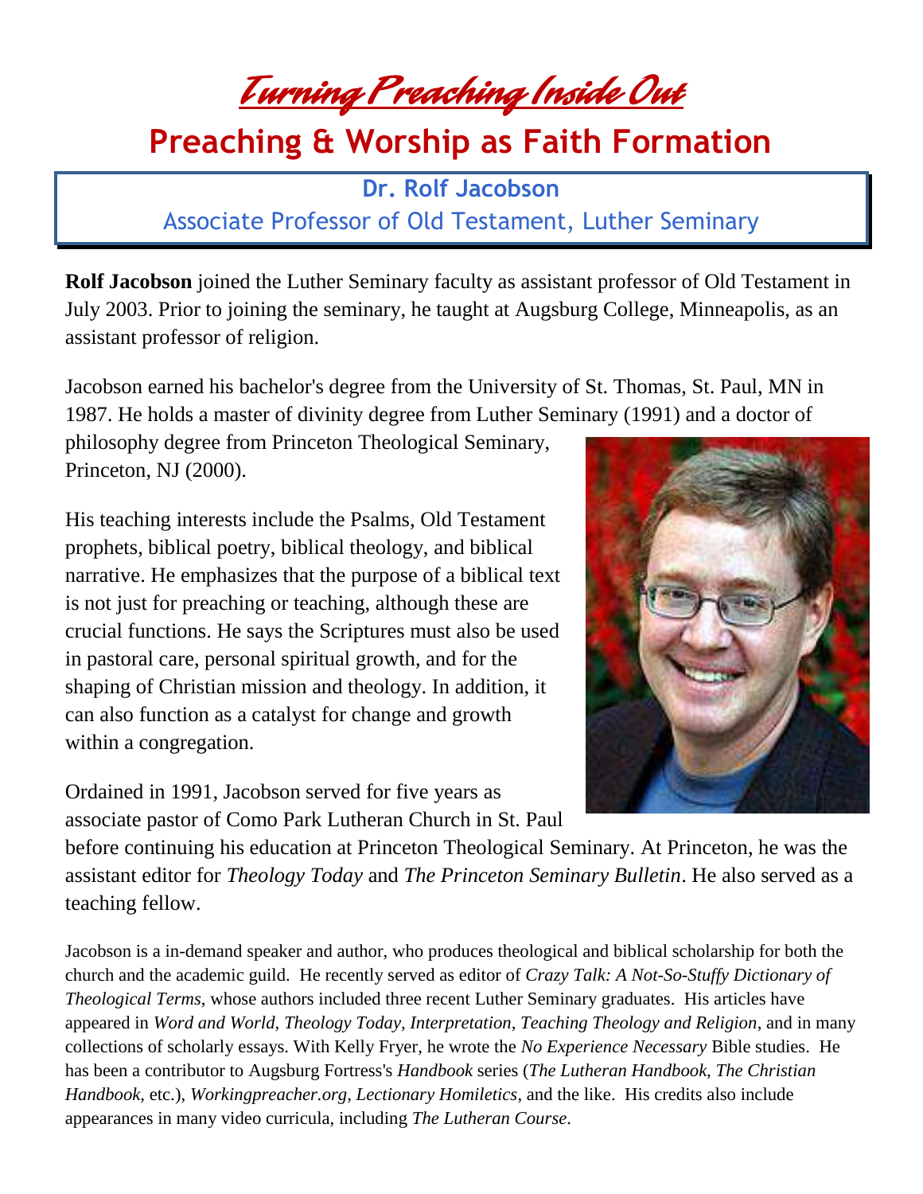# Turning Preaching Inside Out

## Preaching & Worship as Faith Formation

**Dr. Rolf Jacobson**

Associate Professor of Old Testament, Luther Seminary

**Rolf Jacobson** joined the Luther Seminary faculty as assistant professor of Old Testament in July 2003. Prior to joining the seminary, he taught at Augsburg College, Minneapolis, as an assistant professor of religion.

Jacobson earned his bachelor's degree from the University of St. Thomas, St. Paul, MN in 1987. He holds a master of divinity degree from Luther Seminary (1991) and a doctor of philosophy degree from Princeton Theological Seminary, Princeton, NJ (2000).

His teaching interests include the Psalms, Old Testament prophets, biblical poetry, biblical theology, and biblical narrative. He emphasizes that the purpose of a biblical text is not just for preaching or teaching, although these are crucial functions. He says the Scriptures must also be used in pastoral care, personal spiritual growth, and for the shaping of Christian mission and theology. In addition, it can also function as a catalyst for change and growth within a congregation.

Ordained in 1991, Jacobson served for five years as associate pastor of Como Park Lutheran Church in St. Paul before continuing his education at Princeton Theological Seminary. At Princeton, he was the assistant editor for *Theology Today* and *The Princeton Seminary Bulletin*. He also served as a teaching fellow.

Jacobson is a in-demand speaker and author, who produces theological and biblical scholarship for both the church and the academic guild. He recently served as editor of *Crazy Talk: A Not-So-Stuffy Dictionary of Theological Terms*, whose authors included three recent Luther Seminary graduates. His articles have appeared in *Word and World, Theology Today, Interpretation, Teaching Theology and Religion*, and in many collections of scholarly essays. With Kelly Fryer, he wrote the *No Experience Necessary* Bible studies. He has been a contributor to Augsburg Fortress's *Handbook* series (*The Lutheran Handbook, The Christian Handbook*, etc.), *Workingpreacher.org, Lectionary Homiletics*, and the like. His credits also include appearances in many video curricula, including *The Lutheran Course*.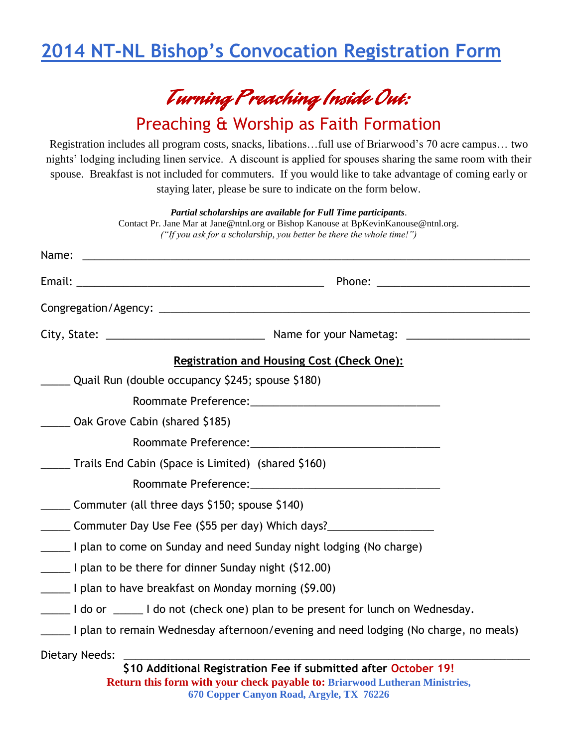# 2014 NT-NL Bishop's Convocation Registration Form

## *Turning Preaching Inside Out:*

## Preaching & Worship as Faith Formation

Registration includes all program costs, snacks, libations…full use of Briarwood's 70 acre campus… two nights' lodging including linen service. A discount is applied for spouses sharing the same room with their spouse. Breakfast is not included for commuters. If you would like to take advantage of coming early or staying later, please be sure to indicate on the form below.

***Partial scholarships are available for Full Time participants*.**
Contact Pr. Jane Mar at Jane@ntnl.org or Bishop Kanouse at BpKevinKanouse@ntnl.org.
*("If you ask for a scholarship, you better be there the whole time!")*

Name: ______________________________________________________________________________

Email: ___________________________________________ Phone: __________________________

Congregation/Agency: _________________________________________________________________

City, State: ___________________________ Name for your Nametag: _____________________

**Registration and Housing Cost (Check One):**

_____ Quail Run (double occupancy $245; spouse $180)

Roommate Preference:________________________________

_____ Oak Grove Cabin (shared $185)

Roommate Preference:________________________________

_____ Trails End Cabin (Space is Limited) (shared $160)

Roommate Preference:________________________________

_____ Commuter (all three days $150; spouse $140)

_____ Commuter Day Use Fee ($55 per day) Which days?_________________

_____ I plan to come on Sunday and need Sunday night lodging (No charge)

_____ I plan to be there for dinner Sunday night ($12.00)

_____ I plan to have breakfast on Monday morning ($9.00)

_____ I do or _____ I do not (check one) plan to be present for lunch on Wednesday.

_____ I plan to remain Wednesday afternoon/evening and need lodging (No charge, no meals)

Dietary Needs: ______________________________________________________________________

**$10 Additional Registration Fee if submitted after October 19!**

**Return this form with your check payable to: Briarwood Lutheran Ministries,**
**670 Copper Canyon Road, Argyle, TX 76226**